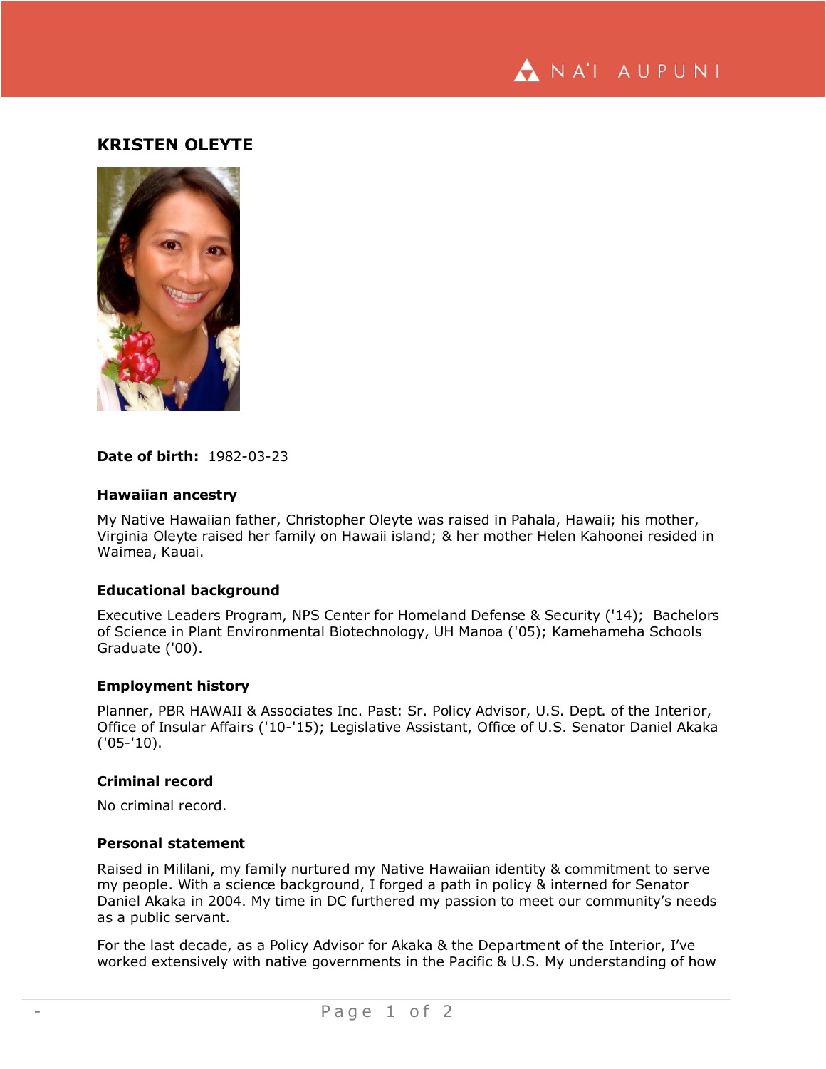# KRISTEN OLEYTE

**Date of birth:** 1982-03-23

### Hawaiian ancestry

My Native Hawaiian father, Christopher Oleyte was raised in Pahala, Hawaii; his mother, Virginia Oleyte raised her family on Hawaii island; & her mother Helen Kahoonei resided in Waimea, Kauai.

### Educational background

Executive Leaders Program, NPS Center for Homeland Defense & Security ('14); Bachelors of Science in Plant Environmental Biotechnology, UH Manoa ('05); Kamehameha Schools Graduate ('00).

### Employment history

Planner, PBR HAWAII & Associates Inc. Past: Sr. Policy Advisor, U.S. Dept. of the Interior, Office of Insular Affairs ('10-'15); Legislative Assistant, Office of U.S. Senator Daniel Akaka ('05-'10).

### Criminal record

No criminal record.

### Personal statement

Raised in Mililani, my family nurtured my Native Hawaiian identity & commitment to serve my people. With a science background, I forged a path in policy & interned for Senator Daniel Akaka in 2004. My time in DC furthered my passion to meet our community's needs as a public servant.

For the last decade, as a Policy Advisor for Akaka & the Department of the Interior, I've worked extensively with native governments in the Pacific & U.S. My understanding of how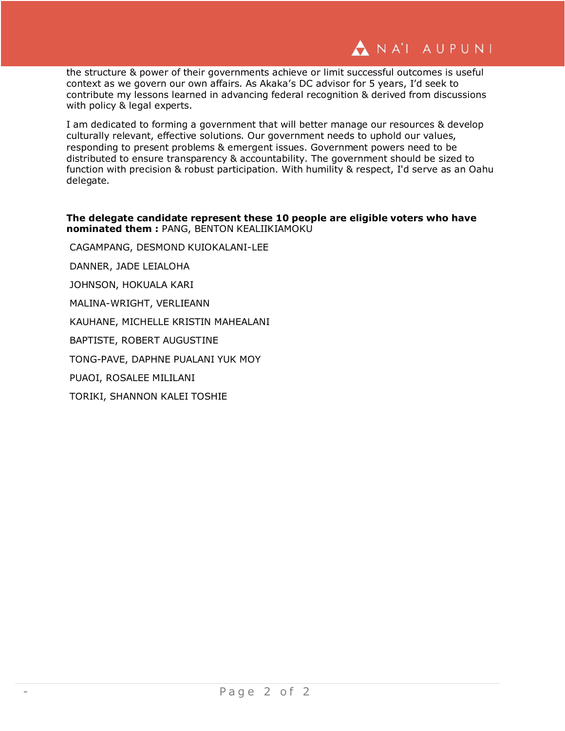the structure & power of their governments achieve or limit successful outcomes is useful context as we govern our own affairs. As Akaka's DC advisor for 5 years, I'd seek to contribute my lessons learned in advancing federal recognition & derived from discussions with policy & legal experts.

I am dedicated to forming a government that will better manage our resources & develop culturally relevant, effective solutions. Our government needs to uphold our values, responding to present problems & emergent issues. Government powers need to be distributed to ensure transparency & accountability. The government should be sized to function with precision & robust participation. With humility & respect, I'd serve as an Oahu delegate.

**The delegate candidate represent these 10 people are eligible voters who have nominated them :** PANG, BENTON KEALIIKIAMOKU

CAGAMPANG, DESMOND KUIOKALANI-LEE

DANNER, JADE LEIALOHA

JOHNSON, HOKUALA KARI

MALINA-WRIGHT, VERLIEANN

KAUHANE, MICHELLE KRISTIN MAHEALANI

BAPTISTE, ROBERT AUGUSTINE

TONG-PAVE, DAPHNE PUALANI YUK MOY

PUAOI, ROSALEE MILILANI

TORIKI, SHANNON KALEI TOSHIE